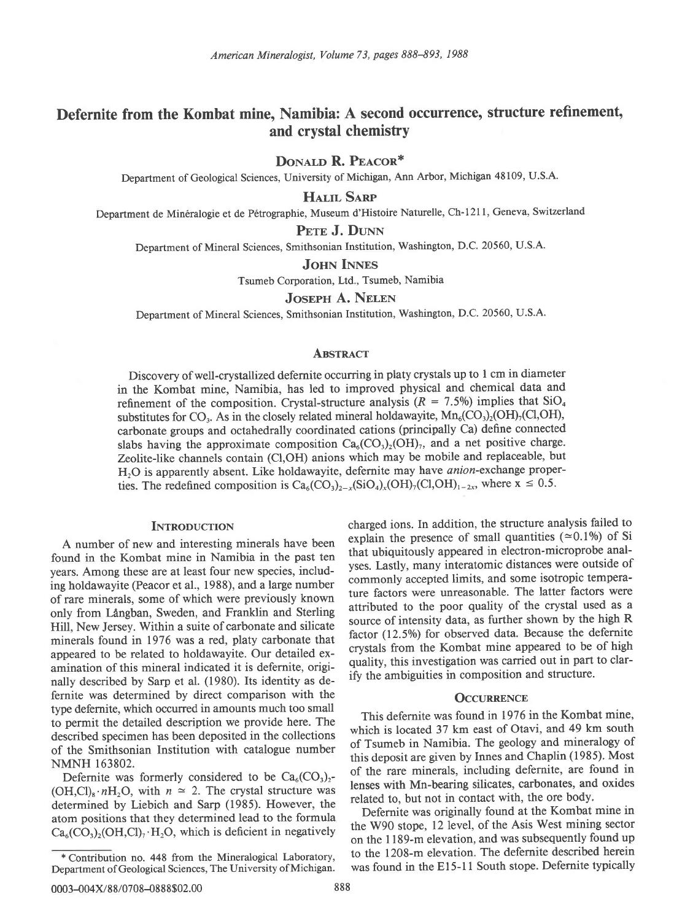# Defernite from the Kombat mine, Namibia: A second occurrence, structure refinement, and crystal chemistry

**Donald R. Peacor***

Department of Geological Sciences, University of Michigan, Ann Arbor, Michigan 48109, U.S.A.

**Halil Sarp**

Department de Minéralogie et de Pétrographie, Museum d'Histoire Naturelle, Ch-1211, Geneva, Switzerland

**Pete J. Dunn**

Department of Mineral Sciences, Smithsonian Institution, Washington, D.C. 20560, U.S.A.

**John Innes**

Tsumeb Corporation, Ltd., Tsumeb, Namibia

**Joseph A. Nelen**

Department of Mineral Sciences, Smithsonian Institution, Washington, D.C. 20560, U.S.A.

## Abstract

Discovery of well-crystallized defernite occurring in platy crystals up to 1 cm in diameter in the Kombat mine, Namibia, has led to improved physical and chemical data and refinement of the composition. Crystal-structure analysis ($R = 7.5\%$) implies that $SiO_4$ substitutes for $CO_3$. As in the closely related mineral holdawayite, $Mn_6(CO_3)_2(OH)_7(Cl,OH)$, carbonate groups and octahedrally coordinated cations (principally Ca) define connected slabs having the approximate composition $Ca_6(CO_3)_2(OH)_7$, and a net positive charge. Zeolite-like channels contain (Cl,OH) anions which may be mobile and replaceable, but $H_2O$ is apparently absent. Like holdawayite, defernite may have *anion*-exchange properties. The redefined composition is $Ca_6(CO_3)_{2-x}(SiO_4)_x(OH)_7(Cl,OH)_{1-2x}$, where $x \leq 0.5$.

## Introduction

A number of new and interesting minerals have been found in the Kombat mine in Namibia in the past ten years. Among these are at least four new species, including holdawayite (Peacor et al., 1988), and a large number of rare minerals, some of which were previously known only from Långban, Sweden, and Franklin and Sterling Hill, New Jersey. Within a suite of carbonate and silicate minerals found in 1976 was a red, platy carbonate that appeared to be related to holdawayite. Our detailed examination of this mineral indicated it is defernite, originally described by Sarp et al. (1980). Its identity as defernite was determined by direct comparison with the type defernite, which occurred in amounts much too small to permit the detailed description we provide here. The described specimen has been deposited in the collections of the Smithsonian Institution with catalogue number NMNH 163802.

Defernite was formerly considered to be $Ca_6(CO_3)_2(OH,Cl)_8 \cdot nH_2O$, with $n \simeq 2$. The crystal structure was determined by Liebich and Sarp (1985). However, the atom positions that they determined lead to the formula $Ca_6(CO_3)_2(OH,Cl)_7 \cdot H_2O$, which is deficient in negatively charged ions. In addition, the structure analysis failed to explain the presence of small quantities ($\simeq 0.1\%$) of Si that ubiquitously appeared in electron-microprobe analyses. Lastly, many interatomic distances were outside of commonly accepted limits, and some isotropic temperature factors were unreasonable. The latter factors were attributed to the poor quality of the crystal used as a source of intensity data, as further shown by the high R factor (12.5%) for observed data. Because the defernite crystals from the Kombat mine appeared to be of high quality, this investigation was carried out in part to clarify the ambiguities in composition and structure.

## Occurrence

This defernite was found in 1976 in the Kombat mine, which is located 37 km east of Otavi, and 49 km south of Tsumeb in Namibia. The geology and mineralogy of this deposit are given by Innes and Chaplin (1985). Most of the rare minerals, including defernite, are found in lenses with Mn-bearing silicates, carbonates, and oxides related to, but not in contact with, the ore body.

Defernite was originally found at the Kombat mine in the W90 stope, 12 level, of the Asis West mining sector on the 1189-m elevation, and was subsequently found up to the 1208-m elevation. The defernite described herein was found in the E15-11 South stope. Defernite typically

* Contribution no. 448 from the Mineralogical Laboratory, Department of Geological Sciences, The University of Michigan.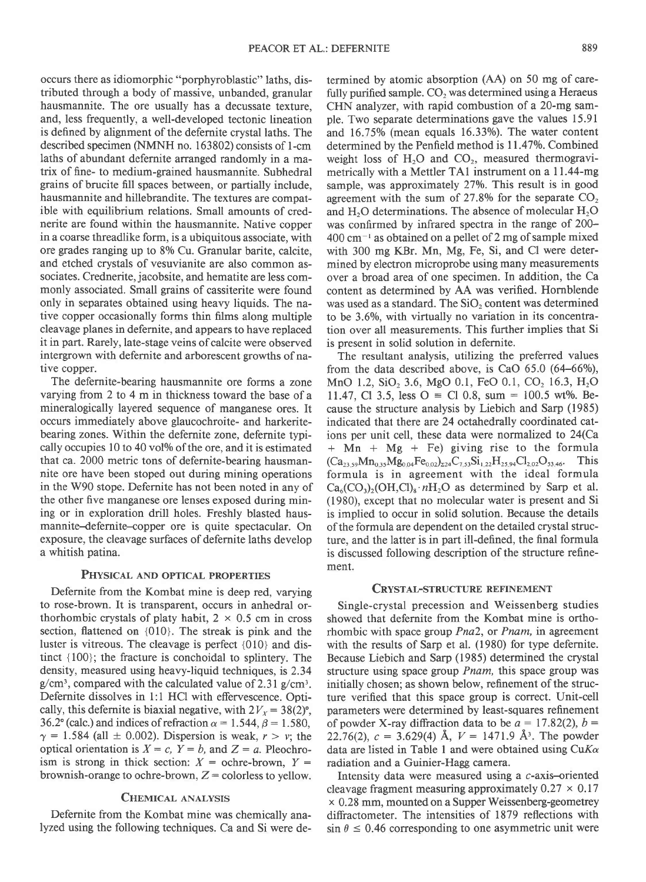occurs there as idiomorphic "porphyroblastic" laths, distributed through a body of massive, unbanded, granular hausmannite. The ore usually has a decussate texture, and, less frequently, a well-developed tectonic lineation is defined by alignment of the defernite crystal laths. The described specimen (NMNH no. 163802) consists of 1-cm laths of abundant defernite arranged randomly in a matrix of fine- to medium-grained hausmannite. Subhedral grains of brucite fill spaces between, or partially include, hausmannite and hillebrandite. The textures are compatible with equilibrium relations. Small amounts of crednerite are found within the hausmannite. Native copper in a coarse threadlike form, is a ubiquitous associate, with ore grades ranging up to 8% Cu. Granular barite, calcite, and etched crystals of vesuvianite are also common associates. Crednerite, jacobsite, and hematite are less commonly associated. Small grains of cassiterite were found only in separates obtained using heavy liquids. The native copper occasionally forms thin films along multiple cleavage planes in defernite, and appears to have replaced it in part. Rarely, late-stage veins of calcite were observed intergrown with defernite and arborescent growths of native copper.

The defernite-bearing hausmannite ore forms a zone varying from 2 to 4 m in thickness toward the base of a mineralogically layered sequence of manganese ores. It occurs immediately above glaucochroite- and harkerite-bearing zones. Within the defernite zone, defernite typically occupies 10 to 40 vol% of the ore, and it is estimated that ca. 2000 metric tons of defernite-bearing hausmannite ore have been stoped out during mining operations in the W90 stope. Defernite has not been noted in any of the other five manganese ore lenses exposed during mining or in exploration drill holes. Freshly blasted hausmannite–defernite–copper ore is quite spectacular. On exposure, the cleavage surfaces of defernite laths develop a whitish patina.

## Physical and optical properties

Defernite from the Kombat mine is deep red, varying to rose-brown. It is transparent, occurs in anhedral orthorhombic crystals of platy habit, 2 × 0.5 cm in cross section, flattened on {010}. The streak is pink and the luster is vitreous. The cleavage is perfect {010} and distinct {100}; the fracture is conchoidal to splintery. The density, measured using heavy-liquid techniques, is 2.34 $g/cm^3$, compared with the calculated value of 2.31 $g/cm^3$. Defernite dissolves in 1:1 HCl with effervescence. Optically, this defernite is biaxial negative, with $2V_X = 38(2)°$, 36.2° (calc.) and indices of refraction $\alpha = 1.544$, $\beta = 1.580$, $\gamma = 1.584$ (all ± 0.002). Dispersion is weak, $r > v$; the optical orientation is $X = c$, $Y = b$, and $Z = a$. Pleochroism is strong in thick section: $X$ = ochre-brown, $Y$ = brownish-orange to ochre-brown, $Z$ = colorless to yellow.

## Chemical analysis

Defernite from the Kombat mine was chemically analyzed using the following techniques. Ca and Si were determined by atomic absorption (AA) on 50 mg of carefully purified sample. $CO_2$ was determined using a Heraeus CHN analyzer, with rapid combustion of a 20-mg sample. Two separate determinations gave the values 15.91 and 16.75% (mean equals 16.33%). The water content determined by the Penfield method is 11.47%. Combined weight loss of $H_2O$ and $CO_2$, measured thermogravimetrically with a Mettler TA1 instrument on a 11.44-mg sample, was approximately 27%. This result is in good agreement with the sum of 27.8% for the separate $CO_2$ and $H_2O$ determinations. The absence of molecular $H_2O$ was confirmed by infrared spectra in the range of 200–400 $cm^{-1}$ as obtained on a pellet of 2 mg of sample mixed with 300 mg KBr. Mn, Mg, Fe, Si, and Cl were determined by electron microprobe using many measurements over a broad area of one specimen. In addition, the Ca content as determined by AA was verified. Hornblende was used as a standard. The $SiO_2$ content was determined to be 3.6%, with virtually no variation in its concentration over all measurements. This further implies that Si is present in solid solution in defernite.

The resultant analysis, utilizing the preferred values from the data described above, is CaO 65.0 (64–66%), MnO 1.2, $SiO_2$ 3.6, MgO 0.1, FeO 0.1, $CO_2$ 16.3, $H_2O$ 11.47, Cl 3.5, less O ≡ Cl 0.8, sum = 100.5 wt%. Because the structure analysis by Liebich and Sarp (1985) indicated that there are 24 octahedrally coordinated cations per unit cell, these data were normalized to 24(Ca + Mn + Mg + Fe) giving rise to the formula $(Ca_{23.59}Mn_{0.35}Mg_{0.04}Fe_{0.02})_{\Sigma 24}C_{7.53}Si_{1.22}H_{25.94}Cl_{2.02}O_{53.46}$. This formula is in agreement with the ideal formula $Ca_6(CO_3)_2(OH,Cl)_8 \cdot nH_2O$ as determined by Sarp et al. (1980), except that no molecular water is present and Si is implied to occur in solid solution. Because the details of the formula are dependent on the detailed crystal structure, and the latter is in part ill-defined, the final formula is discussed following description of the structure refinement.

## Crystal-structure refinement

Single-crystal precession and Weissenberg studies showed that defernite from the Kombat mine is orthorhombic with space group $Pna2_1$ or $Pnam$, in agreement with the results of Sarp et al. (1980) for type defernite. Because Liebich and Sarp (1985) determined the crystal structure using space group $Pnam$, this space group was initially chosen; as shown below, refinement of the structure verified that this space group is correct. Unit-cell parameters were determined by least-squares refinement of powder X-ray diffraction data to be $a$ = 17.82(2), $b$ = 22.76(2), $c$ = 3.629(4) Å, $V$ = 1471.9 $Å^3$. The powder data are listed in Table 1 and were obtained using $CuK\alpha$ radiation and a Guinier-Hagg camera.

Intensity data were measured using a $c$-axis–oriented cleavage fragment measuring approximately 0.27 × 0.17 × 0.28 mm, mounted on a Supper Weissenberg-geometrey diffractometer. The intensities of 1879 reflections with $\sin \theta \leq 0.46$ corresponding to one asymmetric unit were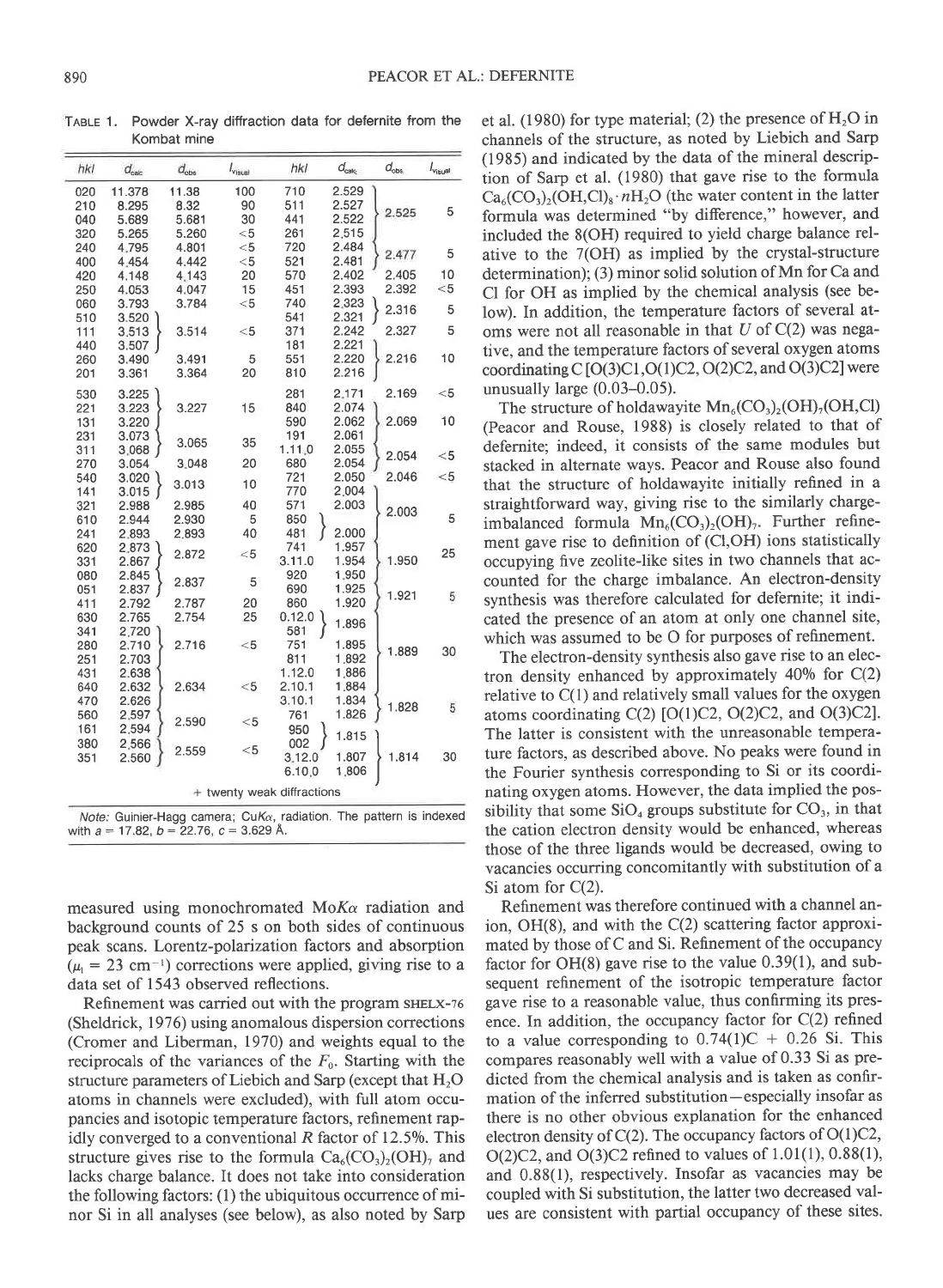TABLE 1. Powder X-ray diffraction data for defernite from the Kombat mine

| hkl | $d_{calc}$ | $d_{obs}$ | $I_{visual}$ | hkl | $d_{calc}$ | $d_{obs}$ | $I_{visual}$ |
|---|---|---|---|---|---|---|---|
| 020 | 11.378 | 11.38 | 100 | 710 | 2.529 | 2.525 | 5 |
| 210 | 8.295 | 8.32 | 90 | 511 | 2.527 | | |
| 040 | 5.689 | 5.681 | 30 | 441 | 2.522 | | |
| 320 | 5.265 | 5.260 | <5 | 261 | 2.515 | | |
| 240 | 4.795 | 4.801 | <5 | 720 | 2.484 | 2.477 | 5 |
| 400 | 4.454 | 4.442 | <5 | 521 | 2.481 | | |
| 420 | 4.148 | 4.143 | 20 | 570 | 2.402 | 2.405 | 10 |
| 250 | 4.053 | 4.047 | 15 | 451 | 2.393 | 2.392 | <5 |
| 060 | 3.793 | 3.784 | <5 | 740 | 2.323 | 2.316 | 5 |
| 510 | 3.520 | 3.514 | <5 | 541 | 2.321 | | |
| 111 | 3.513 | | | 371 | 2.242 | 2.327 | 5 |
| 440 | 3.507 | | | 181 | 2.221 | 2.216 | 10 |
| 260 | 3.490 | 3.491 | 5 | 551 | 2.220 | | |
| 201 | 3.361 | 3.364 | 20 | 810 | 2.216 | | |
| 530 | 3.225 | 3.227 | 15 | 281 | 2.171 | 2.169 | <5 |
| 221 | 3.223 | | | 840 | 2.074 | 2.069 | 10 |
| 131 | 3.220 | | | 590 | 2.062 | | |
| 231 | 3.073 | 3.065 | 35 | 191 | 2.061 | | |
| 311 | 3.068 | | | 1.11.0 | 2.055 | 2.054 | <5 |
| 270 | 3.054 | 3.048 | 20 | 680 | 2.054 | | |
| 540 | 3.020 | 3.013 | 10 | 721 | 2.050 | 2.046 | <5 |
| 141 | 3.015 | | | 770 | 2.004 | 2.003 | 5 |
| 321 | 2.988 | 2.985 | 40 | 571 | 2.003 | | |
| 610 | 2.944 | 2.930 | 5 | 850 | 2.000 | | |
| 241 | 2.893 | 2.893 | 40 | 481 | | | |
| 620 | 2.873 | 2.872 | <5 | 741 | 1.957 | 1.950 | 25 |
| 331 | 2.867 | | | 3.11.0 | 1.954 | | |
| 080 | 2.845 | 2.837 | 5 | 920 | 1.950 | | |
| 051 | 2.837 | | | 690 | 1.925 | 1.921 | 5 |
| 411 | 2.792 | 2.787 | 20 | 860 | 1.920 | | |
| 630 | 2.765 | 2.754 | 25 | 0.12.0 | 1.896 | | |
| 341 | 2.720 | 2.716 | <5 | 581 | | | |
| 280 | 2.710 | | | 751 | 1.895 | 1.889 | 30 |
| 251 | 2.703 | | | 811 | 1.892 | | |
| 431 | 2.638 | 2.634 | <5 | 1.12.0 | 1.886 | | |
| 640 | 2.632 | | | 2.10.1 | 1.884 | | |
| 470 | 2.626 | | | 3.10.1 | 1.834 | 1.828 | 5 |
| 560 | 2.597 | 2.590 | <5 | 761 | 1.826 | | |
| 161 | 2.594 | | | 950 | 1.815 | 1.814 | 30 |
| 380 | 2.566 | 2.559 | <5 | 002 | | | |
| 351 | 2.560 | | | 3.12.0 | 1.807 | | |
| | | | | 6.10.0 | 1.806 | | |

+ twenty weak diffractions

*Note:* Guinier-Hagg camera; CuKα₁ radiation. The pattern is indexed with $a = 17.82$, $b = 22.76$, $c = 3.629$ Å.

measured using monochromated MoKα radiation and background counts of 25 s on both sides of continuous peak scans. Lorentz-polarization factors and absorption ($\mu_l = 23$ cm$^{-1}$) corrections were applied, giving rise to a data set of 1543 observed reflections.

Refinement was carried out with the program SHELX-76 (Sheldrick, 1976) using anomalous dispersion corrections (Cromer and Liberman, 1970) and weights equal to the reciprocals of the variances of the $F_0$. Starting with the structure parameters of Liebich and Sarp (except that $H_2O$ atoms in channels were excluded), with full atom occupancies and isotopic temperature factors, refinement rapidly converged to a conventional $R$ factor of 12.5%. This structure gives rise to the formula $Ca_6(CO_3)_2(OH)_7$ and lacks charge balance. It does not take into consideration the following factors: (1) the ubiquitous occurrence of minor Si in all analyses (see below), as also noted by Sarp et al. (1980) for type material; (2) the presence of $H_2O$ in channels of the structure, as noted by Liebich and Sarp (1985) and indicated by the data of the mineral description of Sarp et al. (1980) that gave rise to the formula $Ca_6(CO_3)_2(OH,Cl)_8 \cdot nH_2O$ (the water content in the latter formula was determined "by difference," however, and included the 8(OH) required to yield charge balance relative to the 7(OH) as implied by the crystal-structure determination); (3) minor solid solution of Mn for Ca and Cl for OH as implied by the chemical analysis (see below). In addition, the temperature factors of several atoms were not all reasonable in that $U$ of C(2) was negative, and the temperature factors of several oxygen atoms coordinating C [O(3)C1,O(1)C2, O(2)C2, and O(3)C2] were unusually large (0.03–0.05).

The structure of holdawayite $Mn_6(CO_3)_2(OH)_7(OH,Cl)$ (Peacor and Rouse, 1988) is closely related to that of defernite; indeed, it consists of the same modules but stacked in alternate ways. Peacor and Rouse also found that the structure of holdawayite initially refined in a straightforward way, giving rise to the similarly charge-imbalanced formula $Mn_6(CO_3)_2(OH)_7$. Further refinement gave rise to definition of (Cl,OH) ions statistically occupying five zeolite-like sites in two channels that accounted for the charge imbalance. An electron-density synthesis was therefore calculated for defernite; it indicated the presence of an atom at only one channel site, which was assumed to be O for purposes of refinement.

The electron-density synthesis also gave rise to an electron density enhanced by approximately 40% for C(2) relative to C(1) and relatively small values for the oxygen atoms coordinating C(2) [O(1)C2, O(2)C2, and O(3)C2]. The latter is consistent with the unreasonable temperature factors, as described above. No peaks were found in the Fourier synthesis corresponding to Si or its coordinating oxygen atoms. However, the data implied the possibility that some $SiO_4$ groups substitute for $CO_3$, in that the cation electron density would be enhanced, whereas those of the three ligands would be decreased, owing to vacancies occurring concomitantly with substitution of a Si atom for C(2).

Refinement was therefore continued with a channel anion, OH(8), and with the C(2) scattering factor approximated by those of C and Si. Refinement of the occupancy factor for OH(8) gave rise to the value 0.39(1), and subsequent refinement of the isotropic temperature factor gave rise to a reasonable value, thus confirming its presence. In addition, the occupancy factor for C(2) refined to a value corresponding to 0.74(1)C + 0.26 Si. This compares reasonably well with a value of 0.33 Si as predicted from the chemical analysis and is taken as confirmation of the inferred substitution—especially insofar as there is no other obvious explanation for the enhanced electron density of C(2). The occupancy factors of O(1)C2, O(2)C2, and O(3)C2 refined to values of 1.01(1), 0.88(1), and 0.88(1), respectively. Insofar as vacancies may be coupled with Si substitution, the latter two decreased values are consistent with partial occupancy of these sites.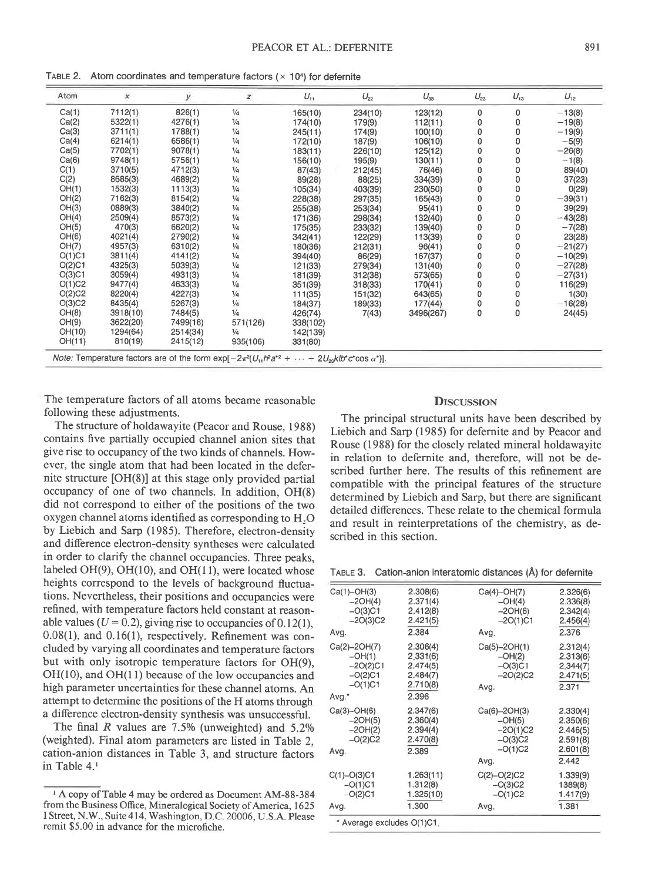TABLE 2. Atom coordinates and temperature factors (× $10^4$) for defernite

| Atom | x | y | z | $U_{11}$ | $U_{22}$ | $U_{33}$ | $U_{23}$ | $U_{13}$ | $U_{12}$ |
|---|---|---|---|---|---|---|---|---|---|
| Ca(1) | 7112(1) | 826(1) | ¼ | 165(10) | 234(10) | 123(12) | 0 | 0 | −13(8) |
| Ca(2) | 5322(1) | 4276(1) | ¼ | 174(10) | 179(9) | 112(11) | 0 | 0 | −19(8) |
| Ca(3) | 3711(1) | 1788(1) | ¼ | 245(11) | 174(9) | 100(10) | 0 | 0 | −19(9) |
| Ca(4) | 6214(1) | 6586(1) | ¼ | 172(10) | 187(9) | 106(10) | 0 | 0 | −5(9) |
| Ca(5) | 7702(1) | 9078(1) | ¼ | 183(11) | 226(10) | 125(12) | 0 | 0 | −26(8) |
| Ca(6) | 9748(1) | 5756(1) | ¼ | 156(10) | 195(9) | 130(11) | 0 | 0 | −1(8) |
| C(1) | 3710(5) | 4712(3) | ¼ | 87(43) | 212(45) | 76(46) | 0 | 0 | 89(40) |
| C(2) | 8685(3) | 4689(2) | ¼ | 89(28) | 88(25) | 334(39) | 0 | 0 | 37(23) |
| OH(1) | 1532(3) | 1113(3) | ¼ | 105(34) | 403(39) | 230(50) | 0 | 0 | 0(29) |
| OH(2) | 7162(3) | 8154(2) | ¼ | 228(38) | 297(35) | 165(43) | 0 | 0 | −39(31) |
| OH(3) | 0889(3) | 3840(2) | ¼ | 255(38) | 253(34) | 95(41) | 0 | 0 | 39(29) |
| OH(4) | 2509(4) | 8573(2) | ¼ | 171(36) | 298(34) | 132(40) | 0 | 0 | −43(28) |
| OH(5) | 470(3) | 6620(2) | ¼ | 175(35) | 233(32) | 139(40) | 0 | 0 | −7(28) |
| OH(6) | 4021(4) | 2790(2) | ¼ | 342(41) | 122(29) | 113(39) | 0 | 0 | 23(28) |
| OH(7) | 4957(3) | 6310(2) | ¼ | 180(36) | 212(31) | 96(41) | 0 | 0 | −21(27) |
| O(1)C1 | 3811(4) | 4141(2) | ¼ | 394(40) | 86(29) | 167(37) | 0 | 0 | −10(29) |
| O(2)C1 | 4325(3) | 5039(3) | ¼ | 121(33) | 279(34) | 131(40) | 0 | 0 | −27(28) |
| O(3)C1 | 3059(4) | 4931(3) | ¼ | 181(39) | 312(38) | 573(65) | 0 | 0 | −27(31) |
| O(1)C2 | 9477(4) | 4633(3) | ¼ | 351(39) | 318(33) | 170(41) | 0 | 0 | 116(29) |
| O(2)C2 | 8220(4) | 4227(3) | ¼ | 111(35) | 151(32) | 643(65) | 0 | 0 | 1(30) |
| O(3)C2 | 8435(4) | 5267(3) | ¼ | 184(37) | 189(33) | 177(44) | 0 | 0 | −16(28) |
| OH(8) | 3918(10) | 7484(5) | ¼ | 426(74) | 7(43) | 3496(267) | 0 | 0 | 24(45) |
| OH(9) | 3622(20) | 7499(16) | 571(126) | 338(102) | | | | | |
| OH(10) | 1294(64) | 2514(34) | ¼ | 142(139) | | | | | |
| OH(11) | 810(19) | 2415(12) | 935(106) | 331(80) | | | | | |

*Note:* Temperature factors are of the form $\exp[-2\pi^2(U_{11}h^2a^{*2} + \cdots + 2U_{23}klb^*c^*\cos\alpha^*)]$.

The temperature factors of all atoms became reasonable following these adjustments.

The structure of holdawayite (Peacor and Rouse, 1988) contains five partially occupied channel anion sites that give rise to occupancy of the two kinds of channels. However, the single atom that had been located in the defernite structure [OH(8)] at this stage only provided partial occupancy of one of two channels. In addition, OH(8) did not correspond to either of the positions of the two oxygen channel atoms identified as corresponding to $H_2O$ by Liebich and Sarp (1985). Therefore, electron-density and difference electron-density syntheses were calculated in order to clarify the channel occupancies. Three peaks, labeled OH(9), OH(10), and OH(11), were located whose heights correspond to the levels of background fluctuations. Nevertheless, their positions and occupancies were refined, with temperature factors held constant at reasonable values ($U = 0.2$), giving rise to occupancies of 0.12(1), 0.08(1), and 0.16(1), respectively. Refinement was concluded by varying all coordinates and temperature factors but with only isotropic temperature factors for OH(9), OH(10), and OH(11) because of the low occupancies and high parameter uncertainties for these channel atoms. An attempt to determine the positions of the H atoms through a difference electron-density synthesis was unsuccessful.

The final $R$ values are 7.5% (unweighted) and 5.2% (weighted). Final atom parameters are listed in Table 2, cation-anion distances in Table 3, and structure factors in Table 4.[1]

[1] A copy of Table 4 may be ordered as Document AM-88-384 from the Business Office, Mineralogical Society of America, 1625 I Street, N.W., Suite 414, Washington, D.C. 20006, U.S.A. Please remit $5.00 in advance for the microfiche.

## Discussion

The principal structural units have been described by Liebich and Sarp (1985) for defernite and by Peacor and Rouse (1988) for the closely related mineral holdawayite in relation to defernite and, therefore, will not be described further here. The results of this refinement are compatible with the principal features of the structure determined by Liebich and Sarp, but there are significant detailed differences. These relate to the chemical formula and result in reinterpretations of the chemistry, as described in this section.

TABLE 3. Cation-anion interatomic distances (Å) for defernite

| Bond | Distance | Bond | Distance |
|---|---|---|---|
| Ca(1)–OH(3) | 2.308(6) | Ca(4)–OH(7) | 2.326(6) |
| –2OH(4) | 2.371(4) | –OH(4) | 2.336(8) |
| –O(3)C1 | 2.412(8) | –2OH(6) | 2.342(4) |
| –2O(3)C2 | 2.421(5) | –2O(1)C1 | 2.456(4) |
| Avg. | 2.384 | Avg. | 2.376 |
| Ca(2)–2OH(7) | 2.306(4) | Ca(5)–2OH(1) | 2.312(4) |
| –OH(1) | 2.331(6) | –OH(2) | 2.313(6) |
| –2O(2)C1 | 2.474(5) | –O(3)C1 | 2.344(7) |
| –O(2)C1 | 2.484(7) | –2O(2)C2 | 2.471(5) |
| –O(1)C1 | 2.710(8) | Avg. | 2.371 |
| Avg.* | 2.396 | | |
| Ca(3)–OH(6) | 2.347(6) | Ca(6)–2OH(3) | 2.330(4) |
| –2OH(5) | 2.360(4) | –OH(5) | 2.350(6) |
| –2OH(2) | 2.394(4) | –2O(1)C2 | 2.446(5) |
| –O(2)C2 | 2.470(8) | –O(3)C2 | 2.591(8) |
| Avg. | 2.389 | –O(1)C2 | 2.601(8) |
| | | Avg. | 2.442 |
| C(1)–O(3)C1 | 1.263(11) | C(2)–O(2)C2 | 1.339(9) |
| –O(1)C1 | 1.312(8) | –O(3)C2 | 1389(8) |
| –O(2)C1 | 1.325(10) | –O(1)C2 | 1.417(9) |
| Avg. | 1.300 | Avg. | 1.381 |

\* Average excludes O(1)C1.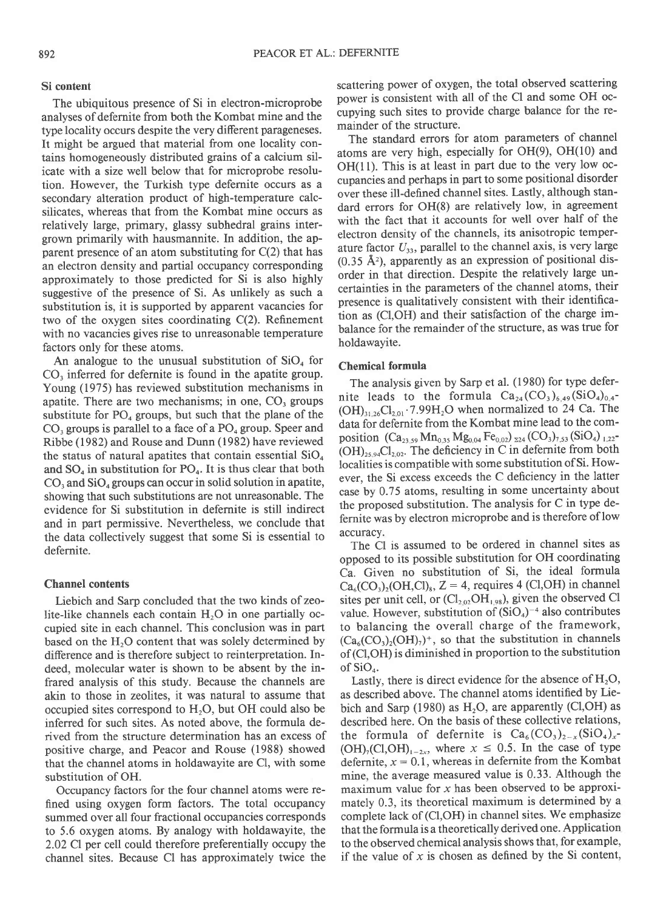### Si content

The ubiquitous presence of Si in electron-microprobe analyses of defernite from both the Kombat mine and the type locality occurs despite the very different parageneses. It might be argued that material from one locality contains homogeneously distributed grains of a calcium silicate with a size well below that for microprobe resolution. However, the Turkish type defernite occurs as a secondary alteration product of high-temperature calc-silicates, whereas that from the Kombat mine occurs as relatively large, primary, glassy subhedral grains intergrown primarily with hausmannite. In addition, the apparent presence of an atom substituting for C(2) that has an electron density and partial occupancy corresponding approximately to those predicted for Si is also highly suggestive of the presence of Si. As unlikely as such a substitution is, it is supported by apparent vacancies for two of the oxygen sites coordinating C(2). Refinement with no vacancies gives rise to unreasonable temperature factors only for these atoms.

An analogue to the unusual substitution of $SiO_4$ for $CO_3$ inferred for defernite is found in the apatite group. Young (1975) has reviewed substitution mechanisms in apatite. There are two mechanisms; in one, $CO_3$ groups substitute for $PO_4$ groups, but such that the plane of the $CO_3$ groups is parallel to a face of a $PO_4$ group. Speer and Ribbe (1982) and Rouse and Dunn (1982) have reviewed the status of natural apatites that contain essential $SiO_4$ and $SO_4$ in substitution for $PO_4$. It is thus clear that both $CO_3$ and $SiO_4$ groups can occur in solid solution in apatite, showing that such substitutions are not unreasonable. The evidence for Si substitution in defernite is still indirect and in part permissive. Nevertheless, we conclude that the data collectively suggest that some Si is essential to defernite.

### Channel contents

Liebich and Sarp concluded that the two kinds of zeolite-like channels each contain $H_2O$ in one partially occupied site in each channel. This conclusion was in part based on the $H_2O$ content that was solely determined by difference and is therefore subject to reinterpretation. Indeed, molecular water is shown to be absent by the infrared analysis of this study. Because the channels are akin to those in zeolites, it was natural to assume that occupied sites correspond to $H_2O$, but OH could also be inferred for such sites. As noted above, the formula derived from the structure determination has an excess of positive charge, and Peacor and Rouse (1988) showed that the channel atoms in holdawayite are Cl, with some substitution of OH.

Occupancy factors for the four channel atoms were refined using oxygen form factors. The total occupancy summed over all four fractional occupancies corresponds to 5.6 oxygen atoms. By analogy with holdawayite, the 2.02 Cl per cell could therefore preferentially occupy the channel sites. Because Cl has approximately twice the scattering power of oxygen, the total observed scattering power is consistent with all of the Cl and some OH occupying such sites to provide charge balance for the remainder of the structure.

The standard errors for atom parameters of channel atoms are very high, especially for OH(9), OH(10) and OH(11). This is at least in part due to the very low occupancies and perhaps in part to some positional disorder over these ill-defined channel sites. Lastly, although standard errors for OH(8) are relatively low, in agreement with the fact that it accounts for well over half of the electron density of the channels, its anisotropic temperature factor $U_{33}$, parallel to the channel axis, is very large (0.35 Å$^2$), apparently as an expression of positional disorder in that direction. Despite the relatively large uncertainties in the parameters of the channel atoms, their presence is qualitatively consistent with their identification as (Cl,OH) and their satisfaction of the charge imbalance for the remainder of the structure, as was true for holdawayite.

### Chemical formula

The analysis given by Sarp et al. (1980) for type defernite leads to the formula $Ca_{24}(CO_3)_{6.49}(SiO_4)_{0.4}(OH)_{31.26}Cl_{2.01}\cdot 7.99H_2O$ when normalized to 24 Ca. The data for defernite from the Kombat mine lead to the composition $(Ca_{23.59}Mn_{0.35}Mg_{0.04}Fe_{0.02})_{\Sigma 24}(CO_3)_{7.53}(SiO_4)_{1.22}(OH)_{25.94}Cl_{2.02}$. The deficiency in C in defernite from both localities is compatible with some substitution of Si. However, the Si excess exceeds the C deficiency in the latter case by 0.75 atoms, resulting in some uncertainty about the proposed substitution. The analysis for C in type defernite was by electron microprobe and is therefore of low accuracy.

The Cl is assumed to be ordered in channel sites as opposed to its possible substitution for OH coordinating Ca. Given no substitution of Si, the ideal formula $Ca_6(CO_3)_2(OH,Cl)_8$, $Z = 4$, requires 4 (Cl,OH) in channel sites per unit cell, or $(Cl_{2.02}OH_{1.98})$, given the observed Cl value. However, substitution of $(SiO_4)^{-4}$ also contributes to balancing the overall charge of the framework, $(Ca_6(CO_3)_2(OH)_7)^+$, so that the substitution in channels of (Cl,OH) is diminished in proportion to the substitution of $SiO_4$.

Lastly, there is direct evidence for the absence of $H_2O$, as described above. The channel atoms identified by Liebich and Sarp (1980) as $H_2O$, are apparently (Cl,OH) as described here. On the basis of these collective relations, the formula of defernite is $Ca_6(CO_3)_{2-x}(SiO_4)_x(OH)_7(Cl,OH)_{1-2x}$, where $x \leq 0.5$. In the case of type defernite, $x = 0.1$, whereas in defernite from the Kombat mine, the average measured value is 0.33. Although the maximum value for $x$ has been observed to be approximately 0.3, its theoretical maximum is determined by a complete lack of (Cl,OH) in channel sites. We emphasize that the formula is a theoretically derived one. Application to the observed chemical analysis shows that, for example, if the value of $x$ is chosen as defined by the Si content,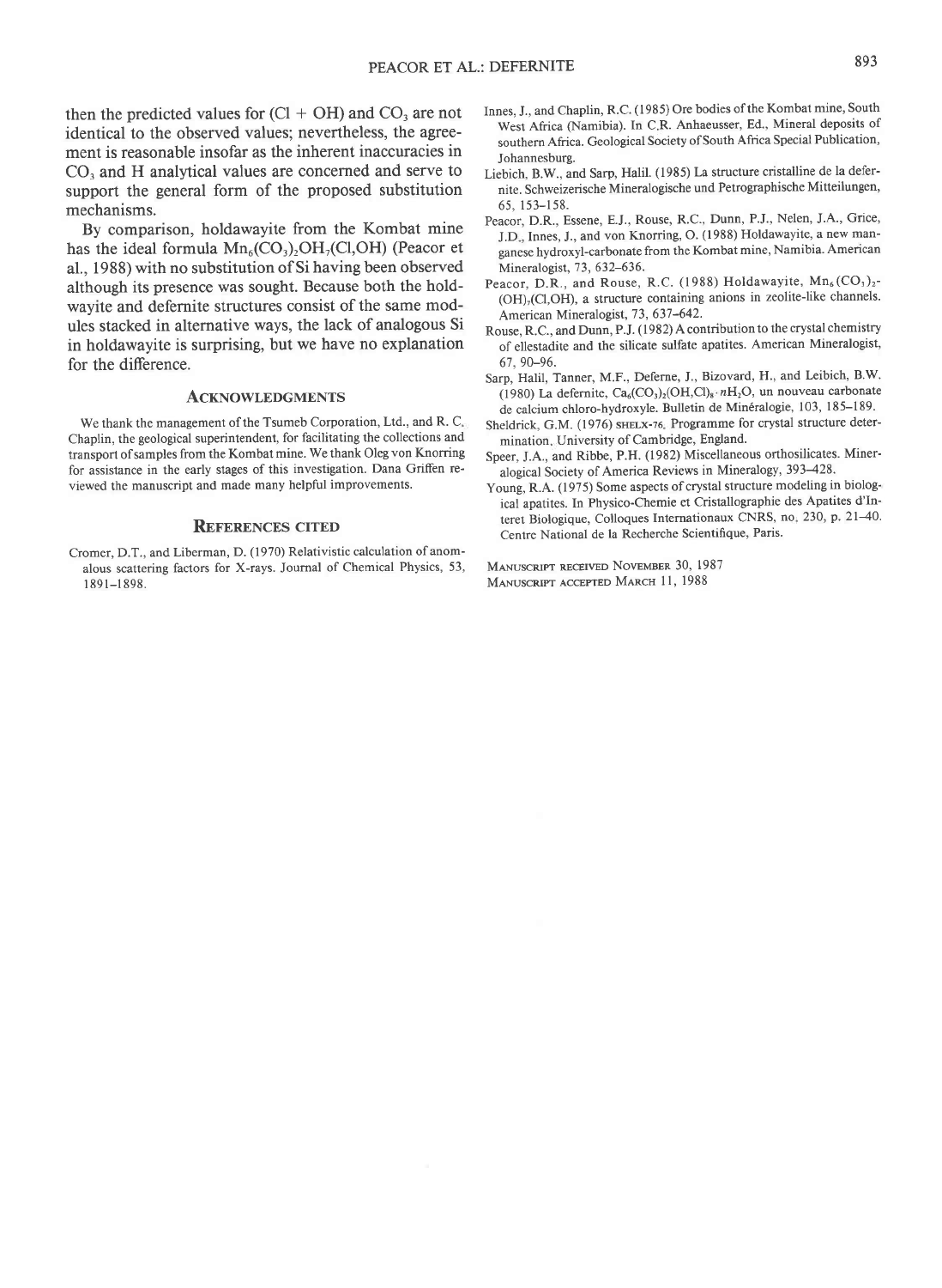then the predicted values for (Cl + OH) and $CO_3$ are not identical to the observed values; nevertheless, the agreement is reasonable insofar as the inherent inaccuracies in $CO_3$ and H analytical values are concerned and serve to support the general form of the proposed substitution mechanisms.

By comparison, holdawayite from the Kombat mine has the ideal formula $Mn_6(CO_3)_2OH_7(Cl,OH)$ (Peacor et al., 1988) with no substitution of Si having been observed although its presence was sought. Because both the holdwayite and defernite structures consist of the same modules stacked in alternative ways, the lack of analogous Si in holdawayite is surprising, but we have no explanation for the difference.

## Acknowledgments

We thank the management of the Tsumeb Corporation, Ltd., and R. C. Chaplin, the geological superintendent, for facilitating the collections and transport of samples from the Kombat mine. We thank Oleg von Knorring for assistance in the early stages of this investigation. Dana Griffen reviewed the manuscript and made many helpful improvements.

## References cited

Cromer, D.T., and Liberman, D. (1970) Relativistic calculation of anomalous scattering factors for X-rays. Journal of Chemical Physics, 53, 1891–1898.

Innes, J., and Chaplin, R.C. (1985) Ore bodies of the Kombat mine, South West Africa (Namibia). In C.R. Anhaeusser, Ed., Mineral deposits of southern Africa. Geological Society of South Africa Special Publication, Johannesburg.

Liebich, B.W., and Sarp, Halil. (1985) La structure cristalline de la defernite. Schweizerische Mineralogische und Petrographische Mitteilungen, 65, 153–158.

Peacor, D.R., Essene, E.J., Rouse, R.C., Dunn, P.J., Nelen, J.A., Grice, J.D., Innes, J., and von Knorring, O. (1988) Holdawayite, a new manganese hydroxyl-carbonate from the Kombat mine, Namibia. American Mineralogist, 73, 632–636.

Peacor, D.R., and Rouse, R.C. (1988) Holdawayite, $Mn_6(CO_3)_2$-$(OH)_7(Cl,OH)$, a structure containing anions in zeolite-like channels. American Mineralogist, 73, 637–642.

Rouse, R.C., and Dunn, P.J. (1982) A contribution to the crystal chemistry of ellestadite and the silicate sulfate apatites. American Mineralogist, 67, 90–96.

Sarp, Halil, Tanner, M.F., Deferne, J., Bizovard, H., and Leibich, B.W. (1980) La defernite, $Ca_6(CO_3)_2(OH,Cl)_8 \cdot nH_2O$, un nouveau carbonate de calcium chloro-hydroxyle. Bulletin de Minéralogie, 103, 185–189.

Sheldrick, G.M. (1976) SHELX-76. Programme for crystal structure determination. University of Cambridge, England.

Speer, J.A., and Ribbe, P.H. (1982) Miscellaneous orthosilicates. Mineralogical Society of America Reviews in Mineralogy, 393–428.

Young, R.A. (1975) Some aspects of crystal structure modeling in biological apatites. In Physico-Chemie et Cristallographie des Apatites d'Interet Biologique, Colloques Internationaux CNRS, no. 230, p. 21–40. Centre National de la Recherche Scientifique, Paris.

Manuscript received November 30, 1987
Manuscript accepted March 11, 1988